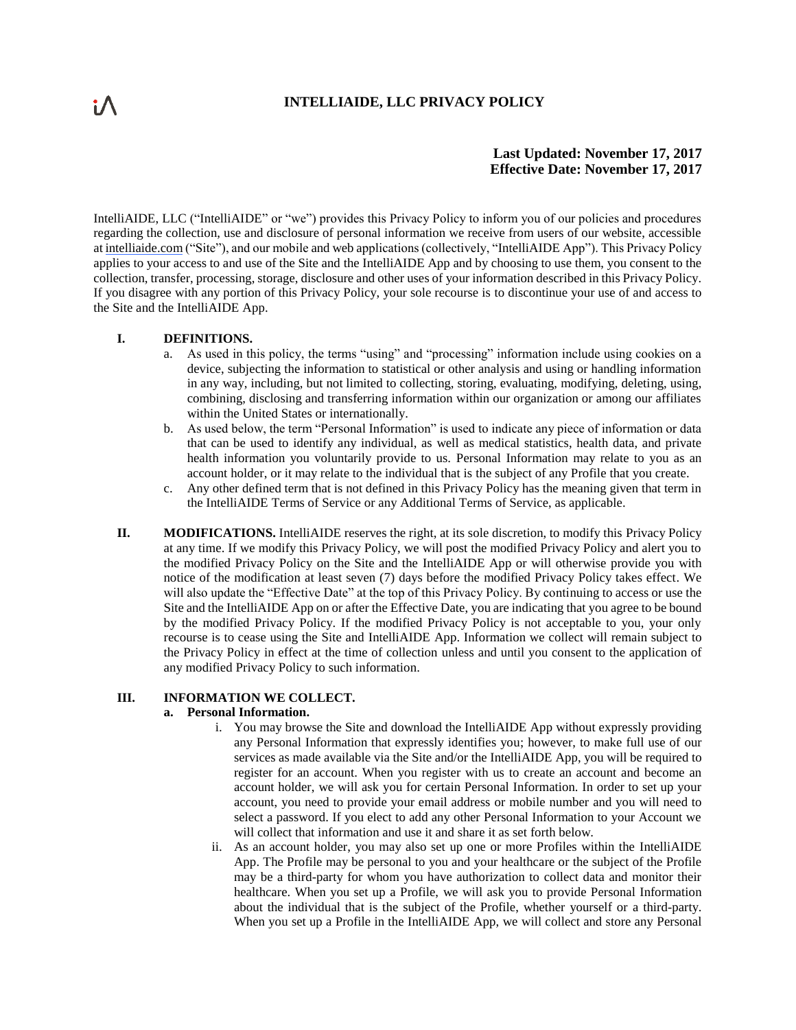# INTELLIAIDE, LLC PRIVACY POLICY

**Last Updated: November 17, 2017**
**Effective Date: November 17, 2017**

IntelliAIDE, LLC ("IntelliAIDE" or "we") provides this Privacy Policy to inform you of our policies and procedures regarding the collection, use and disclosure of personal information we receive from users of our website, accessible at intelliaide.com ("Site"), and our mobile and web applications (collectively, "IntelliAIDE App"). This Privacy Policy applies to your access to and use of the Site and the IntelliAIDE App and by choosing to use them, you consent to the collection, transfer, processing, storage, disclosure and other uses of your information described in this Privacy Policy. If you disagree with any portion of this Privacy Policy, your sole recourse is to discontinue your use of and access to the Site and the IntelliAIDE App.

## I. DEFINITIONS.

a. As used in this policy, the terms "using" and "processing" information include using cookies on a device, subjecting the information to statistical or other analysis and using or handling information in any way, including, but not limited to collecting, storing, evaluating, modifying, deleting, using, combining, disclosing and transferring information within our organization or among our affiliates within the United States or internationally.

b. As used below, the term "Personal Information" is used to indicate any piece of information or data that can be used to identify any individual, as well as medical statistics, health data, and private health information you voluntarily provide to us. Personal Information may relate to you as an account holder, or it may relate to the individual that is the subject of any Profile that you create.

c. Any other defined term that is not defined in this Privacy Policy has the meaning given that term in the IntelliAIDE Terms of Service or any Additional Terms of Service, as applicable.

## II. MODIFICATIONS.

IntelliAIDE reserves the right, at its sole discretion, to modify this Privacy Policy at any time. If we modify this Privacy Policy, we will post the modified Privacy Policy and alert you to the modified Privacy Policy on the Site and the IntelliAIDE App or will otherwise provide you with notice of the modification at least seven (7) days before the modified Privacy Policy takes effect. We will also update the "Effective Date" at the top of this Privacy Policy. By continuing to access or use the Site and the IntelliAIDE App on or after the Effective Date, you are indicating that you agree to be bound by the modified Privacy Policy. If the modified Privacy Policy is not acceptable to you, your only recourse is to cease using the Site and IntelliAIDE App. Information we collect will remain subject to the Privacy Policy in effect at the time of collection unless and until you consent to the application of any modified Privacy Policy to such information.

## III. INFORMATION WE COLLECT.

### a. Personal Information.

i. You may browse the Site and download the IntelliAIDE App without expressly providing any Personal Information that expressly identifies you; however, to make full use of our services as made available via the Site and/or the IntelliAIDE App, you will be required to register for an account. When you register with us to create an account and become an account holder, we will ask you for certain Personal Information. In order to set up your account, you need to provide your email address or mobile number and you will need to select a password. If you elect to add any other Personal Information to your Account we will collect that information and use it and share it as set forth below.

ii. As an account holder, you may also set up one or more Profiles within the IntelliAIDE App. The Profile may be personal to you and your healthcare or the subject of the Profile may be a third-party for whom you have authorization to collect data and monitor their healthcare. When you set up a Profile, we will ask you to provide Personal Information about the individual that is the subject of the Profile, whether yourself or a third-party. When you set up a Profile in the IntelliAIDE App, we will collect and store any Personal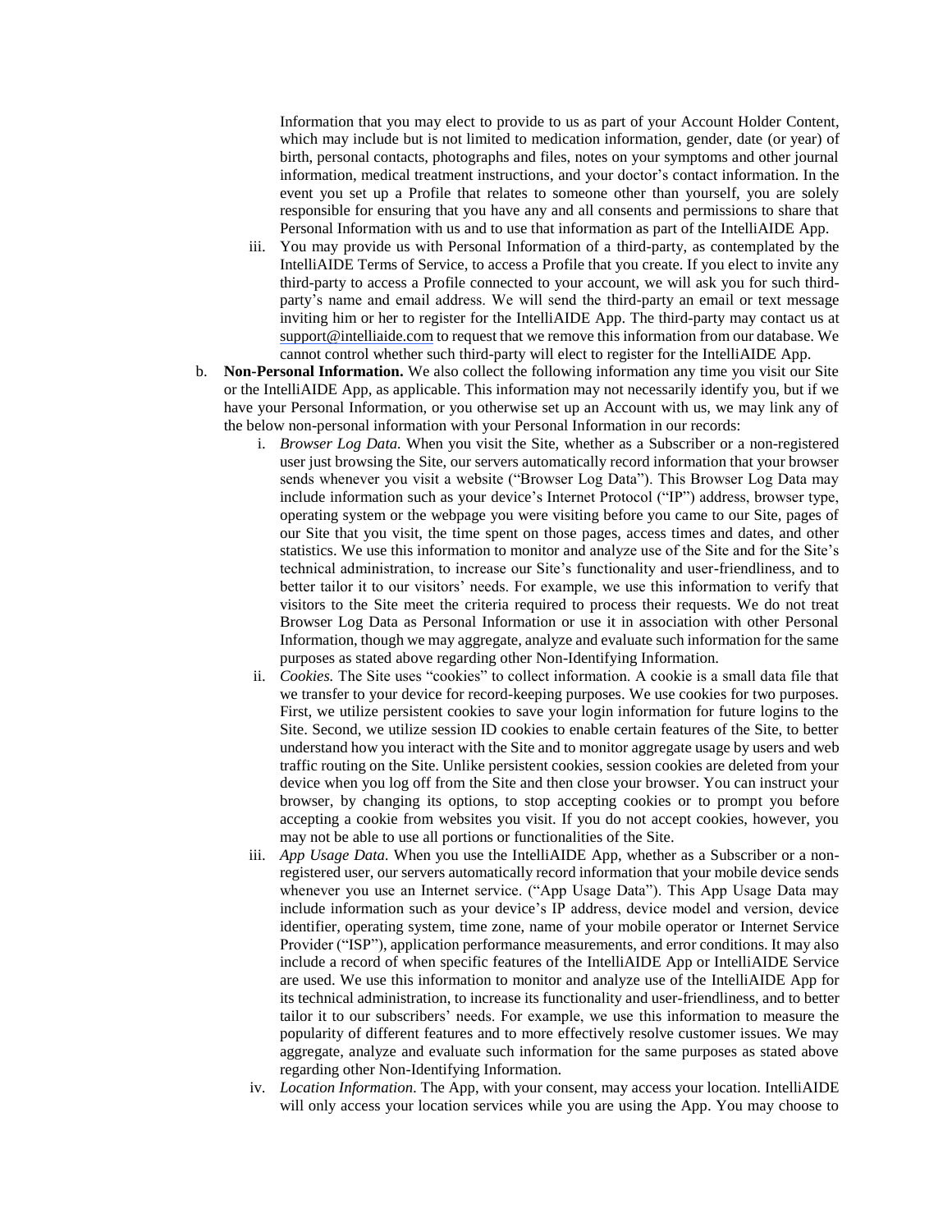Information that you may elect to provide to us as part of your Account Holder Content, which may include but is not limited to medication information, gender, date (or year) of birth, personal contacts, photographs and files, notes on your symptoms and other journal information, medical treatment instructions, and your doctor's contact information. In the event you set up a Profile that relates to someone other than yourself, you are solely responsible for ensuring that you have any and all consents and permissions to share that Personal Information with us and to use that information as part of the IntelliAIDE App.

iii. You may provide us with Personal Information of a third-party, as contemplated by the IntelliAIDE Terms of Service, to access a Profile that you create. If you elect to invite any third-party to access a Profile connected to your account, we will ask you for such third-party's name and email address. We will send the third-party an email or text message inviting him or her to register for the IntelliAIDE App. The third-party may contact us at support@intelliaide.com to request that we remove this information from our database. We cannot control whether such third-party will elect to register for the IntelliAIDE App.

b. **Non-Personal Information.** We also collect the following information any time you visit our Site or the IntelliAIDE App, as applicable. This information may not necessarily identify you, but if we have your Personal Information, or you otherwise set up an Account with us, we may link any of the below non-personal information with your Personal Information in our records:

i. *Browser Log Data.* When you visit the Site, whether as a Subscriber or a non-registered user just browsing the Site, our servers automatically record information that your browser sends whenever you visit a website ("Browser Log Data"). This Browser Log Data may include information such as your device's Internet Protocol ("IP") address, browser type, operating system or the webpage you were visiting before you came to our Site, pages of our Site that you visit, the time spent on those pages, access times and dates, and other statistics. We use this information to monitor and analyze use of the Site and for the Site's technical administration, to increase our Site's functionality and user-friendliness, and to better tailor it to our visitors' needs. For example, we use this information to verify that visitors to the Site meet the criteria required to process their requests. We do not treat Browser Log Data as Personal Information or use it in association with other Personal Information, though we may aggregate, analyze and evaluate such information for the same purposes as stated above regarding other Non-Identifying Information.

ii. *Cookies.* The Site uses "cookies" to collect information. A cookie is a small data file that we transfer to your device for record-keeping purposes. We use cookies for two purposes. First, we utilize persistent cookies to save your login information for future logins to the Site. Second, we utilize session ID cookies to enable certain features of the Site, to better understand how you interact with the Site and to monitor aggregate usage by users and web traffic routing on the Site. Unlike persistent cookies, session cookies are deleted from your device when you log off from the Site and then close your browser. You can instruct your browser, by changing its options, to stop accepting cookies or to prompt you before accepting a cookie from websites you visit. If you do not accept cookies, however, you may not be able to use all portions or functionalities of the Site.

iii. *App Usage Data.* When you use the IntelliAIDE App, whether as a Subscriber or a non-registered user, our servers automatically record information that your mobile device sends whenever you use an Internet service. ("App Usage Data"). This App Usage Data may include information such as your device's IP address, device model and version, device identifier, operating system, time zone, name of your mobile operator or Internet Service Provider ("ISP"), application performance measurements, and error conditions. It may also include a record of when specific features of the IntelliAIDE App or IntelliAIDE Service are used. We use this information to monitor and analyze use of the IntelliAIDE App for its technical administration, to increase its functionality and user-friendliness, and to better tailor it to our subscribers' needs. For example, we use this information to measure the popularity of different features and to more effectively resolve customer issues. We may aggregate, analyze and evaluate such information for the same purposes as stated above regarding other Non-Identifying Information.

iv. *Location Information.* The App, with your consent, may access your location. IntelliAIDE will only access your location services while you are using the App. You may choose to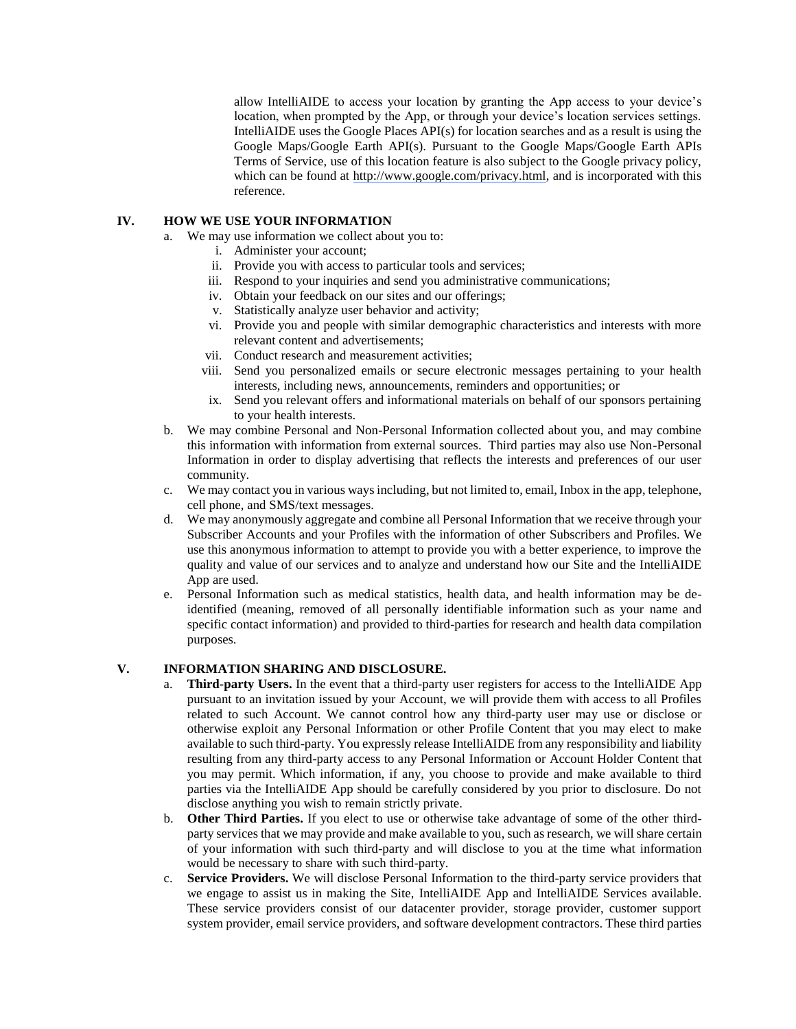allow IntelliAIDE to access your location by granting the App access to your device's location, when prompted by the App, or through your device's location services settings. IntelliAIDE uses the Google Places API(s) for location searches and as a result is using the Google Maps/Google Earth API(s). Pursuant to the Google Maps/Google Earth APIs Terms of Service, use of this location feature is also subject to the Google privacy policy, which can be found at http://www.google.com/privacy.html, and is incorporated with this reference.

## IV. HOW WE USE YOUR INFORMATION

a. We may use information we collect about you to:
   i. Administer your account;
   ii. Provide you with access to particular tools and services;
   iii. Respond to your inquiries and send you administrative communications;
   iv. Obtain your feedback on our sites and our offerings;
   v. Statistically analyze user behavior and activity;
   vi. Provide you and people with similar demographic characteristics and interests with more relevant content and advertisements;
   vii. Conduct research and measurement activities;
   viii. Send you personalized emails or secure electronic messages pertaining to your health interests, including news, announcements, reminders and opportunities; or
   ix. Send you relevant offers and informational materials on behalf of our sponsors pertaining to your health interests.

b. We may combine Personal and Non-Personal Information collected about you, and may combine this information with information from external sources. Third parties may also use Non-Personal Information in order to display advertising that reflects the interests and preferences of our user community.

c. We may contact you in various ways including, but not limited to, email, Inbox in the app, telephone, cell phone, and SMS/text messages.

d. We may anonymously aggregate and combine all Personal Information that we receive through your Subscriber Accounts and your Profiles with the information of other Subscribers and Profiles. We use this anonymous information to attempt to provide you with a better experience, to improve the quality and value of our services and to analyze and understand how our Site and the IntelliAIDE App are used.

e. Personal Information such as medical statistics, health data, and health information may be de-identified (meaning, removed of all personally identifiable information such as your name and specific contact information) and provided to third-parties for research and health data compilation purposes.

## V. INFORMATION SHARING AND DISCLOSURE.

a. **Third-party Users.** In the event that a third-party user registers for access to the IntelliAIDE App pursuant to an invitation issued by your Account, we will provide them with access to all Profiles related to such Account. We cannot control how any third-party user may use or disclose or otherwise exploit any Personal Information or other Profile Content that you may elect to make available to such third-party. You expressly release IntelliAIDE from any responsibility and liability resulting from any third-party access to any Personal Information or Account Holder Content that you may permit. Which information, if any, you choose to provide and make available to third parties via the IntelliAIDE App should be carefully considered by you prior to disclosure. Do not disclose anything you wish to remain strictly private.

b. **Other Third Parties.** If you elect to use or otherwise take advantage of some of the other third-party services that we may provide and make available to you, such as research, we will share certain of your information with such third-party and will disclose to you at the time what information would be necessary to share with such third-party.

c. **Service Providers.** We will disclose Personal Information to the third-party service providers that we engage to assist us in making the Site, IntelliAIDE App and IntelliAIDE Services available. These service providers consist of our datacenter provider, storage provider, customer support system provider, email service providers, and software development contractors. These third parties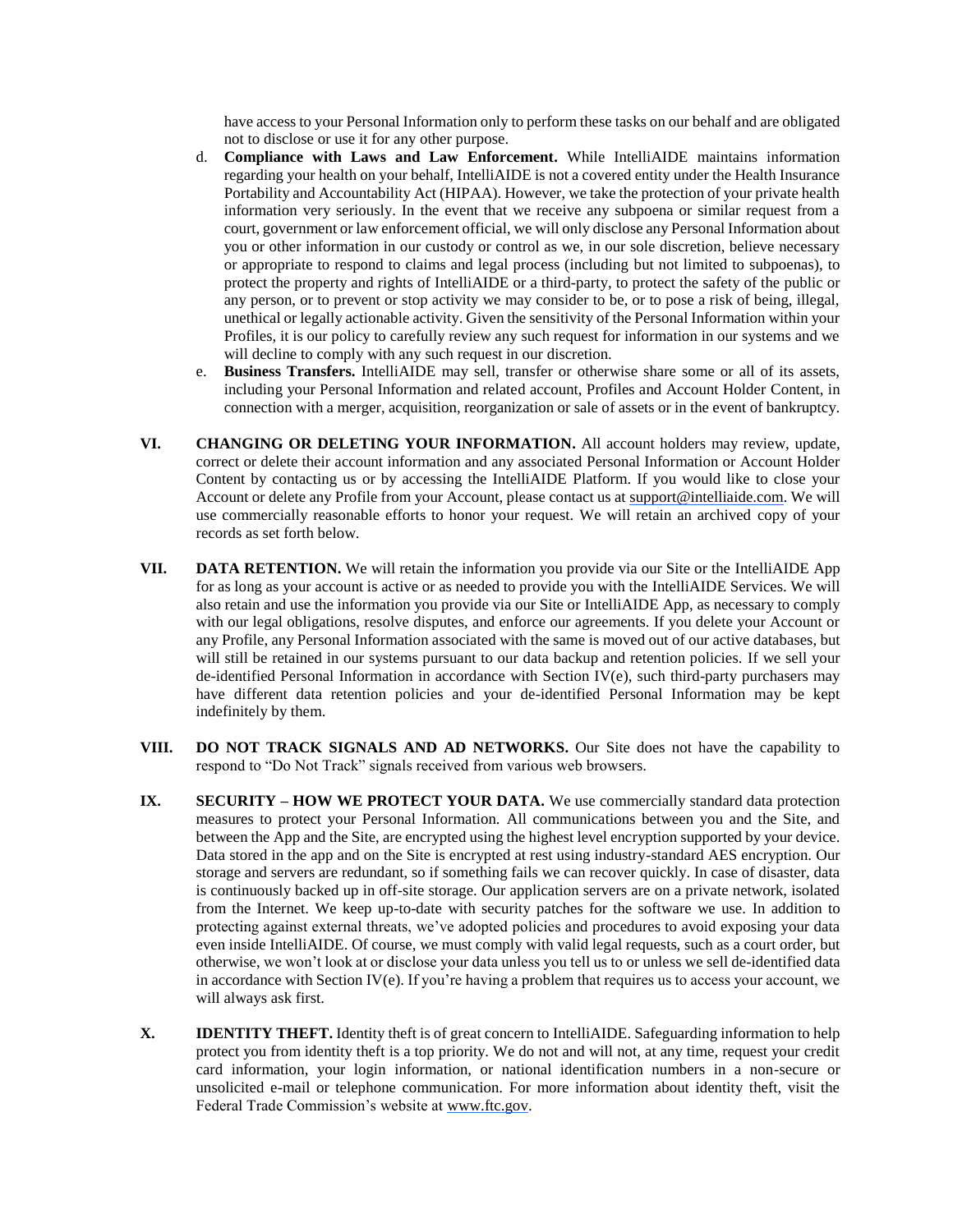have access to your Personal Information only to perform these tasks on our behalf and are obligated not to disclose or use it for any other purpose.

d. **Compliance with Laws and Law Enforcement.** While IntelliAIDE maintains information regarding your health on your behalf, IntelliAIDE is not a covered entity under the Health Insurance Portability and Accountability Act (HIPAA). However, we take the protection of your private health information very seriously. In the event that we receive any subpoena or similar request from a court, government or law enforcement official, we will only disclose any Personal Information about you or other information in our custody or control as we, in our sole discretion, believe necessary or appropriate to respond to claims and legal process (including but not limited to subpoenas), to protect the property and rights of IntelliAIDE or a third-party, to protect the safety of the public or any person, or to prevent or stop activity we may consider to be, or to pose a risk of being, illegal, unethical or legally actionable activity. Given the sensitivity of the Personal Information within your Profiles, it is our policy to carefully review any such request for information in our systems and we will decline to comply with any such request in our discretion.

e. **Business Transfers.** IntelliAIDE may sell, transfer or otherwise share some or all of its assets, including your Personal Information and related account, Profiles and Account Holder Content, in connection with a merger, acquisition, reorganization or sale of assets or in the event of bankruptcy.

**VI. CHANGING OR DELETING YOUR INFORMATION.** All account holders may review, update, correct or delete their account information and any associated Personal Information or Account Holder Content by contacting us or by accessing the IntelliAIDE Platform. If you would like to close your Account or delete any Profile from your Account, please contact us at support@intelliaide.com. We will use commercially reasonable efforts to honor your request. We will retain an archived copy of your records as set forth below.

**VII. DATA RETENTION.** We will retain the information you provide via our Site or the IntelliAIDE App for as long as your account is active or as needed to provide you with the IntelliAIDE Services. We will also retain and use the information you provide via our Site or IntelliAIDE App, as necessary to comply with our legal obligations, resolve disputes, and enforce our agreements. If you delete your Account or any Profile, any Personal Information associated with the same is moved out of our active databases, but will still be retained in our systems pursuant to our data backup and retention policies. If we sell your de-identified Personal Information in accordance with Section IV(e), such third-party purchasers may have different data retention policies and your de-identified Personal Information may be kept indefinitely by them.

**VIII. DO NOT TRACK SIGNALS AND AD NETWORKS.** Our Site does not have the capability to respond to "Do Not Track" signals received from various web browsers.

**IX. SECURITY – HOW WE PROTECT YOUR DATA.** We use commercially standard data protection measures to protect your Personal Information. All communications between you and the Site, and between the App and the Site, are encrypted using the highest level encryption supported by your device. Data stored in the app and on the Site is encrypted at rest using industry-standard AES encryption. Our storage and servers are redundant, so if something fails we can recover quickly. In case of disaster, data is continuously backed up in off-site storage. Our application servers are on a private network, isolated from the Internet. We keep up-to-date with security patches for the software we use. In addition to protecting against external threats, we've adopted policies and procedures to avoid exposing your data even inside IntelliAIDE. Of course, we must comply with valid legal requests, such as a court order, but otherwise, we won't look at or disclose your data unless you tell us to or unless we sell de-identified data in accordance with Section IV(e). If you're having a problem that requires us to access your account, we will always ask first.

**X. IDENTITY THEFT.** Identity theft is of great concern to IntelliAIDE. Safeguarding information to help protect you from identity theft is a top priority. We do not and will not, at any time, request your credit card information, your login information, or national identification numbers in a non-secure or unsolicited e-mail or telephone communication. For more information about identity theft, visit the Federal Trade Commission's website at www.ftc.gov.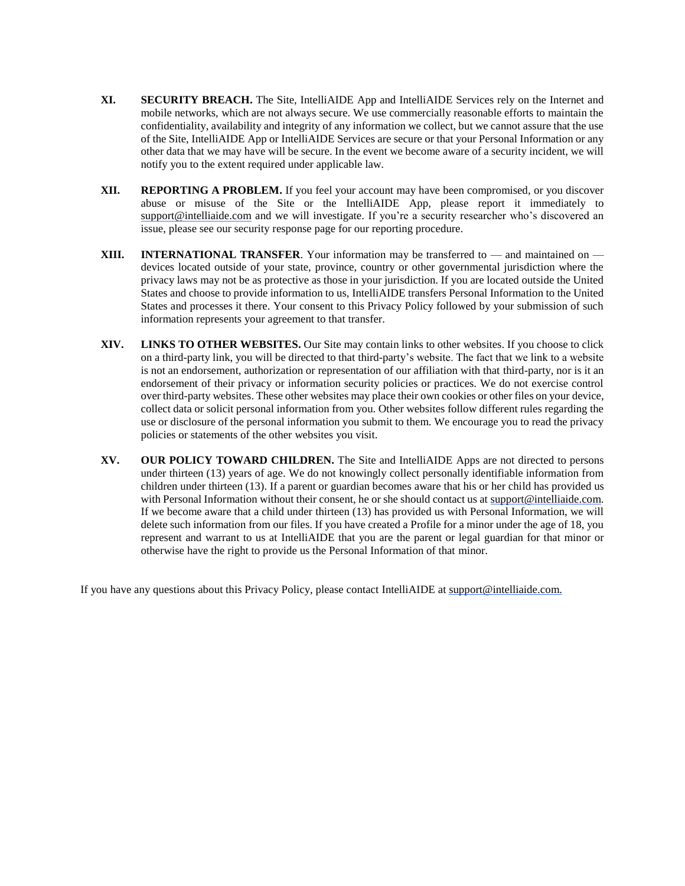**XI.** **SECURITY BREACH.** The Site, IntelliAIDE App and IntelliAIDE Services rely on the Internet and mobile networks, which are not always secure. We use commercially reasonable efforts to maintain the confidentiality, availability and integrity of any information we collect, but we cannot assure that the use of the Site, IntelliAIDE App or IntelliAIDE Services are secure or that your Personal Information or any other data that we may have will be secure. In the event we become aware of a security incident, we will notify you to the extent required under applicable law.

**XII.** **REPORTING A PROBLEM.** If you feel your account may have been compromised, or you discover abuse or misuse of the Site or the IntelliAIDE App, please report it immediately to support@intelliaide.com and we will investigate. If you're a security researcher who's discovered an issue, please see our security response page for our reporting procedure.

**XIII.** **INTERNATIONAL TRANSFER**. Your information may be transferred to — and maintained on — devices located outside of your state, province, country or other governmental jurisdiction where the privacy laws may not be as protective as those in your jurisdiction. If you are located outside the United States and choose to provide information to us, IntelliAIDE transfers Personal Information to the United States and processes it there. Your consent to this Privacy Policy followed by your submission of such information represents your agreement to that transfer.

**XIV.** **LINKS TO OTHER WEBSITES.** Our Site may contain links to other websites. If you choose to click on a third-party link, you will be directed to that third-party's website. The fact that we link to a website is not an endorsement, authorization or representation of our affiliation with that third-party, nor is it an endorsement of their privacy or information security policies or practices. We do not exercise control over third-party websites. These other websites may place their own cookies or other files on your device, collect data or solicit personal information from you. Other websites follow different rules regarding the use or disclosure of the personal information you submit to them. We encourage you to read the privacy policies or statements of the other websites you visit.

**XV.** **OUR POLICY TOWARD CHILDREN.** The Site and IntelliAIDE Apps are not directed to persons under thirteen (13) years of age. We do not knowingly collect personally identifiable information from children under thirteen (13). If a parent or guardian becomes aware that his or her child has provided us with Personal Information without their consent, he or she should contact us at support@intelliaide.com. If we become aware that a child under thirteen (13) has provided us with Personal Information, we will delete such information from our files. If you have created a Profile for a minor under the age of 18, you represent and warrant to us at IntelliAIDE that you are the parent or legal guardian for that minor or otherwise have the right to provide us the Personal Information of that minor.

If you have any questions about this Privacy Policy, please contact IntelliAIDE at support@intelliaide.com.